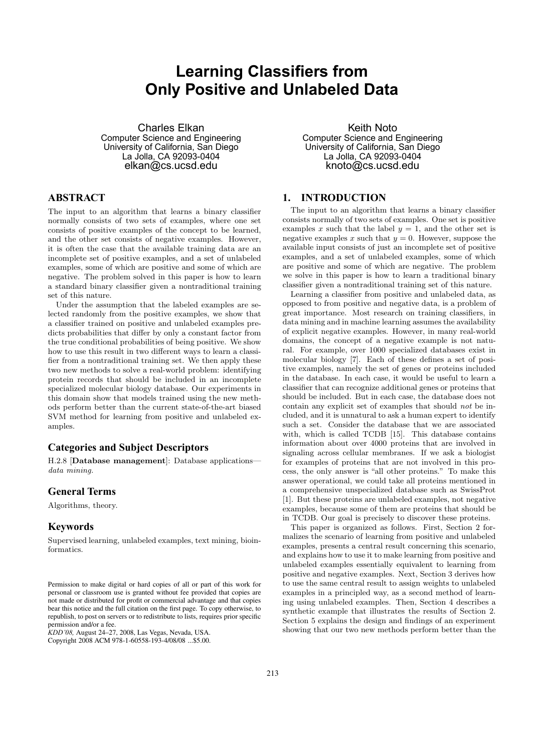# Learning Classifiers from Only Positive and Unlabeled Data

Charles Elkan
Computer Science and Engineering
University of California, San Diego
La Jolla, CA 92093-0404
elkan@cs.ucsd.edu

Keith Noto
Computer Science and Engineering
University of California, San Diego
La Jolla, CA 92093-0404
knoto@cs.ucsd.edu

## ABSTRACT

The input to an algorithm that learns a binary classifier normally consists of two sets of examples, where one set consists of positive examples of the concept to be learned, and the other set consists of negative examples. However, it is often the case that the available training data are an incomplete set of positive examples, and a set of unlabeled examples, some of which are positive and some of which are negative. The problem solved in this paper is how to learn a standard binary classifier given a nontraditional training set of this nature.

Under the assumption that the labeled examples are selected randomly from the positive examples, we show that a classifier trained on positive and unlabeled examples predicts probabilities that differ by only a constant factor from the true conditional probabilities of being positive. We show how to use this result in two different ways to learn a classifier from a nontraditional training set. We then apply these two new methods to solve a real-world problem: identifying protein records that should be included in an incomplete specialized molecular biology database. Our experiments in this domain show that models trained using the new methods perform better than the current state-of-the-art biased SVM method for learning from positive and unlabeled examples.

### Categories and Subject Descriptors

H.2.8 [**Database management**]: Database applications—*data mining.*

### General Terms

Algorithms, theory.

### Keywords

Supervised learning, unlabeled examples, text mining, bioinformatics.

Permission to make digital or hard copies of all or part of this work for personal or classroom use is granted without fee provided that copies are not made or distributed for profit or commercial advantage and that copies bear this notice and the full citation on the first page. To copy otherwise, to republish, to post on servers or to redistribute to lists, requires prior specific permission and/or a fee.
*KDD'08,* August 24–27, 2008, Las Vegas, Nevada, USA.
Copyright 2008 ACM 978-1-60558-193-4/08/08 ...$5.00.

## 1. INTRODUCTION

The input to an algorithm that learns a binary classifier consists normally of two sets of examples. One set is positive examples $x$ such that the label $y = 1$, and the other set is negative examples $x$ such that $y = 0$. However, suppose the available input consists of just an incomplete set of positive examples, and a set of unlabeled examples, some of which are positive and some of which are negative. The problem we solve in this paper is how to learn a traditional binary classifier given a nontraditional training set of this nature.

Learning a classifier from positive and unlabeled data, as opposed to from positive and negative data, is a problem of great importance. Most research on training classifiers, in data mining and in machine learning assumes the availability of explicit negative examples. However, in many real-world domains, the concept of a negative example is not natural. For example, over 1000 specialized databases exist in molecular biology [7]. Each of these defines a set of positive examples, namely the set of genes or proteins included in the database. In each case, it would be useful to learn a classifier that can recognize additional genes or proteins that should be included. But in each case, the database does not contain any explicit set of examples that should *not* be included, and it is unnatural to ask a human expert to identify such a set. Consider the database that we are associated with, which is called TCDB [15]. This database contains information about over 4000 proteins that are involved in signaling across cellular membranes. If we ask a biologist for examples of proteins that are not involved in this process, the only answer is "all other proteins." To make this answer operational, we could take all proteins mentioned in a comprehensive unspecialized database such as SwissProt [1]. But these proteins are unlabeled examples, not negative examples, because some of them are proteins that should be in TCDB. Our goal is precisely to discover these proteins.

This paper is organized as follows. First, Section 2 formalizes the scenario of learning from positive and unlabeled examples, presents a central result concerning this scenario, and explains how to use it to make learning from positive and unlabeled examples essentially equivalent to learning from positive and negative examples. Next, Section 3 derives how to use the same central result to assign weights to unlabeled examples in a principled way, as a second method of learning using unlabeled examples. Then, Section 4 describes a synthetic example that illustrates the results of Section 2. Section 5 explains the design and findings of an experiment showing that our two new methods perform better than the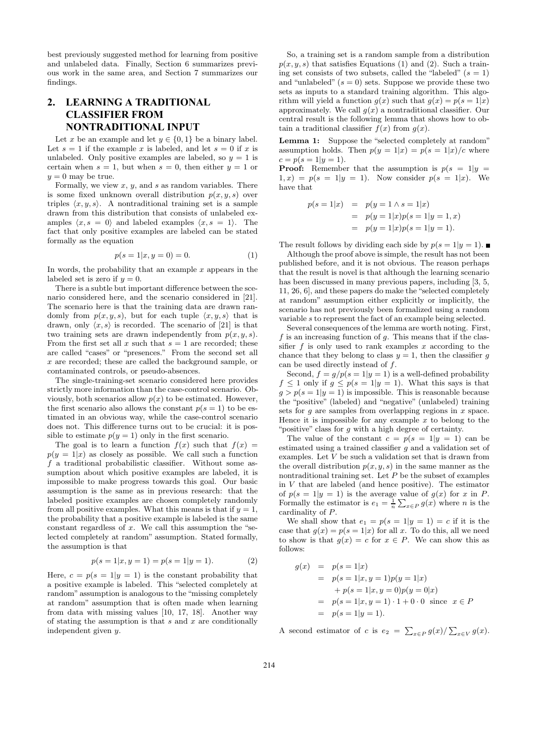best previously suggested method for learning from positive and unlabeled data. Finally, Section 6 summarizes previous work in the same area, and Section 7 summarizes our findings.

## 2. LEARNING A TRADITIONAL CLASSIFIER FROM NONTRADITIONAL INPUT

Let $x$ be an example and let $y \in \{0, 1\}$ be a binary label. Let $s = 1$ if the example $x$ is labeled, and let $s = 0$ if $x$ is unlabeled. Only positive examples are labeled, so $y = 1$ is certain when $s = 1$, but when $s = 0$, then either $y = 1$ or $y = 0$ may be true.

Formally, we view $x$, $y$, and $s$ as random variables. There is some fixed unknown overall distribution $p(x, y, s)$ over triples $\langle x, y, s \rangle$. A nontraditional training set is a sample drawn from this distribution that consists of unlabeled examples $\langle x, s = 0 \rangle$ and labeled examples $\langle x, s = 1 \rangle$. The fact that only positive examples are labeled can be stated formally as the equation

$$p(s = 1|x, y = 0) = 0. \quad (1)$$

In words, the probability that an example $x$ appears in the labeled set is zero if $y = 0$.

There is a subtle but important difference between the scenario considered here, and the scenario considered in [21]. The scenario here is that the training data are drawn randomly from $p(x, y, s)$, but for each tuple $\langle x, y, s \rangle$ that is drawn, only $\langle x, s \rangle$ is recorded. The scenario of [21] is that two training sets are drawn independently from $p(x, y, s)$. From the first set all $x$ such that $s = 1$ are recorded; these are called "cases" or "presences." From the second set all $x$ are recorded; these are called the background sample, or contaminated controls, or pseudo-absences.

The single-training-set scenario considered here provides strictly more information than the case-control scenario. Obviously, both scenarios allow $p(x)$ to be estimated. However, the first scenario also allows the constant $p(s = 1)$ to be estimated in an obvious way, while the case-control scenario does not. This difference turns out to be crucial: it is possible to estimate $p(y = 1)$ only in the first scenario.

The goal is to learn a function $f(x)$ such that $f(x) = p(y = 1|x)$ as closely as possible. We call such a function $f$ a traditional probabilistic classifier. Without some assumption about which positive examples are labeled, it is impossible to make progress towards this goal. Our basic assumption is the same as in previous research: that the labeled positive examples are chosen completely randomly from all positive examples. What this means is that if $y = 1$, the probability that a positive example is labeled is the same constant regardless of $x$. We call this assumption the "selected completely at random" assumption. Stated formally, the assumption is that

$$p(s = 1|x, y = 1) = p(s = 1|y = 1). \quad (2)$$

Here, $c = p(s = 1|y = 1)$ is the constant probability that a positive example is labeled. This "selected completely at random" assumption is analogous to the "missing completely at random" assumption that is often made when learning from data with missing values [10, 17, 18]. Another way of stating the assumption is that $s$ and $x$ are conditionally independent given $y$.

So, a training set is a random sample from a distribution $p(x, y, s)$ that satisfies Equations (1) and (2). Such a training set consists of two subsets, called the "labeled" ($s = 1$) and "unlabeled" ($s = 0$) sets. Suppose we provide these two sets as inputs to a standard training algorithm. This algorithm will yield a function $g(x)$ such that $g(x) = p(s = 1|x)$ approximately. We call $g(x)$ a nontraditional classifier. Our central result is the following lemma that shows how to obtain a traditional classifier $f(x)$ from $g(x)$.

**Lemma 1:** Suppose the "selected completely at random" assumption holds. Then $p(y = 1|x) = p(s = 1|x)/c$ where $c = p(s = 1|y = 1)$.

**Proof:** Remember that the assumption is $p(s = 1|y = 1, x) = p(s = 1|y = 1)$. Now consider $p(s = 1|x)$. We have that

$$\begin{aligned} p(s = 1|x) &= p(y = 1 \wedge s = 1|x) \\ &= p(y = 1|x)p(s = 1|y = 1, x) \\ &= p(y = 1|x)p(s = 1|y = 1). \end{aligned}$$

The result follows by dividing each side by $p(s = 1|y = 1)$. ■

Although the proof above is simple, the result has not been published before, and it is not obvious. The reason perhaps that the result is novel is that although the learning scenario has been discussed in many previous papers, including [3, 5, 11, 26, 6], and these papers do make the "selected completely at random" assumption either explicitly or implicitly, the scenario has not previously been formalized using a random variable $s$ to represent the fact of an example being selected.

Several consequences of the lemma are worth noting. First, $f$ is an increasing function of $g$. This means that if the classifier $f$ is only used to rank examples $x$ according to the chance that they belong to class $y = 1$, then the classifier $g$ can be used directly instead of $f$.

Second, $f = g/p(s = 1|y = 1)$ is a well-defined probability $f \leq 1$ only if $g \leq p(s = 1|y = 1)$. What this says is that $g > p(s = 1|y = 1)$ is impossible. This is reasonable because the "positive" (labeled) and "negative" (unlabeled) training sets for $g$ are samples from overlapping regions in $x$ space. Hence it is impossible for any example $x$ to belong to the "positive" class for $g$ with a high degree of certainty.

The value of the constant $c = p(s = 1|y = 1)$ can be estimated using a trained classifier $g$ and a validation set of examples. Let $V$ be such a validation set that is drawn from the overall distribution $p(x, y, s)$ in the same manner as the nontraditional training set. Let $P$ be the subset of examples in $V$ that are labeled (and hence positive). The estimator of $p(s = 1|y = 1)$ is the average value of $g(x)$ for $x$ in $P$. Formally the estimator is $e_1 = \frac{1}{n}\sum_{x \in P} g(x)$ where $n$ is the cardinality of $P$.

We shall show that $e_1 = p(s = 1|y = 1) = c$ if it is the case that $g(x) = p(s = 1|x)$ for all $x$. To do this, all we need to show is that $g(x) = c$ for $x \in P$. We can show this as follows:

$$\begin{aligned} g(x) &= p(s = 1|x) \\ &= p(s = 1|x, y = 1)p(y = 1|x) \\ &\quad + p(s = 1|x, y = 0)p(y = 0|x) \\ &= p(s = 1|x, y = 1) \cdot 1 + 0 \cdot 0 \ \text{ since } \ x \in P \\ &= p(s = 1|y = 1). \end{aligned}$$

A second estimator of $c$ is $e_2 = \sum_{x \in P} g(x) / \sum_{x \in V} g(x)$.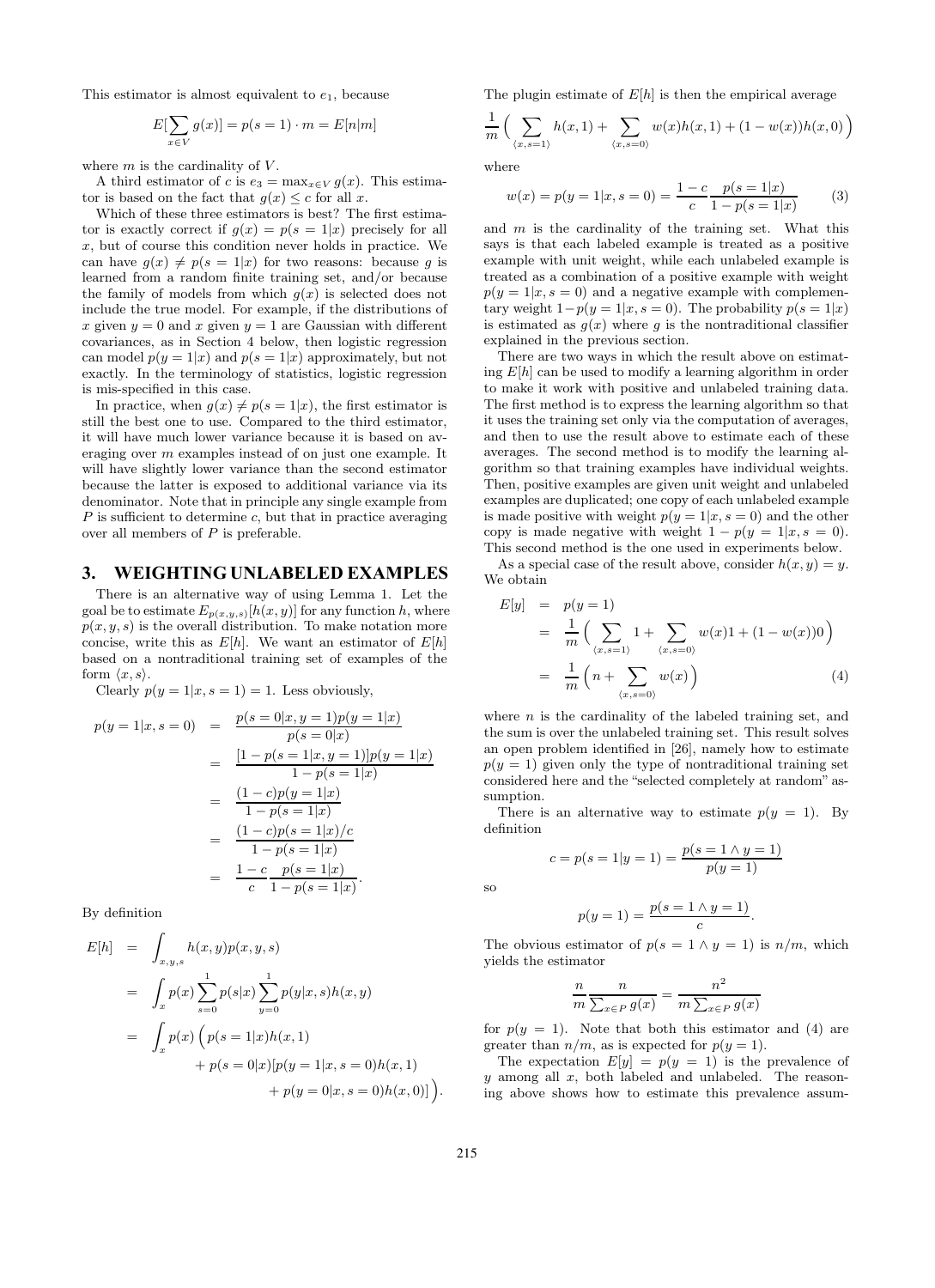This estimator is almost equivalent to $e_1$, because

$$E[\sum_{x \in V} g(x)] = p(s=1) \cdot m = E[n|m]$$

where $m$ is the cardinality of $V$.

A third estimator of $c$ is $e_3 = \max_{x \in V} g(x)$. This estimator is based on the fact that $g(x) \leq c$ for all $x$.

Which of these three estimators is best? The first estimator is exactly correct if $g(x) = p(s=1|x)$ precisely for all $x$, but of course this condition never holds in practice. We can have $g(x) \neq p(s=1|x)$ for two reasons: because $g$ is learned from a random finite training set, and/or because the family of models from which $g(x)$ is selected does not include the true model. For example, if the distributions of $x$ given $y=0$ and $x$ given $y=1$ are Gaussian with different covariances, as in Section 4 below, then logistic regression can model $p(y=1|x)$ and $p(s=1|x)$ approximately, but not exactly. In the terminology of statistics, logistic regression is mis-specified in this case.

In practice, when $g(x) \neq p(s=1|x)$, the first estimator is still the best one to use. Compared to the third estimator, it will have much lower variance because it is based on averaging over $m$ examples instead of on just one example. It will have slightly lower variance than the second estimator because the latter is exposed to additional variance via its denominator. Note that in principle any single example from $P$ is sufficient to determine $c$, but that in practice averaging over all members of $P$ is preferable.

## 3. WEIGHTING UNLABELED EXAMPLES

There is an alternative way of using Lemma 1. Let the goal be to estimate $E_{p(x,y,s)}[h(x,y)]$ for any function $h$, where $p(x,y,s)$ is the overall distribution. To make notation more concise, write this as $E[h]$. We want an estimator of $E[h]$ based on a nontraditional training set of examples of the form $\langle x, s \rangle$.

Clearly $p(y=1|x,s=1) = 1$. Less obviously,

$$\begin{aligned}
p(y=1|x,s=0) &= \frac{p(s=0|x,y=1)p(y=1|x)}{p(s=0|x)} \\
&= \frac{[1-p(s=1|x,y=1)]p(y=1|x)}{1-p(s=1|x)} \\
&= \frac{(1-c)p(y=1|x)}{1-p(s=1|x)} \\
&= \frac{(1-c)p(s=1|x)/c}{1-p(s=1|x)} \\
&= \frac{1-c}{c}\frac{p(s=1|x)}{1-p(s=1|x)}.
\end{aligned}$$

By definition

$$\begin{aligned}
E[h] &= \int_{x,y,s} h(x,y)p(x,y,s) \\
&= \int_x p(x) \sum_{s=0}^{1} p(s|x) \sum_{y=0}^{1} p(y|x,s)h(x,y) \\
&= \int_x p(x) \Big( p(s=1|x)h(x,1) \\
&\quad + p(s=0|x)[p(y=1|x,s=0)h(x,1) \\
&\quad + p(y=0|x,s=0)h(x,0)] \Big).
\end{aligned}$$

The plugin estimate of $E[h]$ is then the empirical average

$$\frac{1}{m}\Big( \sum_{\langle x,s=1 \rangle} h(x,1) + \sum_{\langle x,s=0 \rangle} w(x)h(x,1) + (1-w(x))h(x,0) \Big)$$

where

$$w(x) = p(y=1|x,s=0) = \frac{1-c}{c}\frac{p(s=1|x)}{1-p(s=1|x)} \tag{3}$$

and $m$ is the cardinality of the training set. What this says is that each labeled example is treated as a positive example with unit weight, while each unlabeled example is treated as a combination of a positive example with weight $p(y=1|x,s=0)$ and a negative example with complementary weight $1-p(y=1|x,s=0)$. The probability $p(s=1|x)$ is estimated as $g(x)$ where $g$ is the nontraditional classifier explained in the previous section.

There are two ways in which the result above on estimating $E[h]$ can be used to modify a learning algorithm in order to make it work with positive and unlabeled training data. The first method is to express the learning algorithm so that it uses the training set only via the computation of averages, and then to use the result above to estimate each of these averages. The second method is to modify the learning algorithm so that training examples have individual weights. Then, positive examples are given unit weight and unlabeled examples are duplicated; one copy of each unlabeled example is made positive with weight $p(y=1|x,s=0)$ and the other copy is made negative with weight $1-p(y=1|x,s=0)$. This second method is the one used in experiments below.

As a special case of the result above, consider $h(x,y) = y$. We obtain

$$\begin{aligned}
E[y] &= p(y=1) \\
&= \frac{1}{m}\Big( \sum_{\langle x,s=1 \rangle} 1 + \sum_{\langle x,s=0 \rangle} w(x)1 + (1-w(x))0 \Big) \\
&= \frac{1}{m}\Big( n + \sum_{\langle x,s=0 \rangle} w(x) \Big)
\end{aligned} \tag{4}$$

where $n$ is the cardinality of the labeled training set, and the sum is over the unlabeled training set. This result solves an open problem identified in [26], namely how to estimate $p(y=1)$ given only the type of nontraditional training set considered here and the "selected completely at random" assumption.

There is an alternative way to estimate $p(y=1)$. By definition

$$c = p(s=1|y=1) = \frac{p(s=1 \wedge y=1)}{p(y=1)}$$

so

$$p(y=1) = \frac{p(s=1 \wedge y=1)}{c}.$$

The obvious estimator of $p(s=1 \wedge y=1)$ is $n/m$, which yields the estimator

$$\frac{n}{m}\frac{n}{\sum_{x \in P} g(x)} = \frac{n^2}{m \sum_{x \in P} g(x)}$$

for $p(y=1)$. Note that both this estimator and (4) are greater than $n/m$, as is expected for $p(y=1)$.

The expectation $E[y] = p(y=1)$ is the prevalence of $y$ among all $x$, both labeled and unlabeled. The reasoning above shows how to estimate this prevalence assum-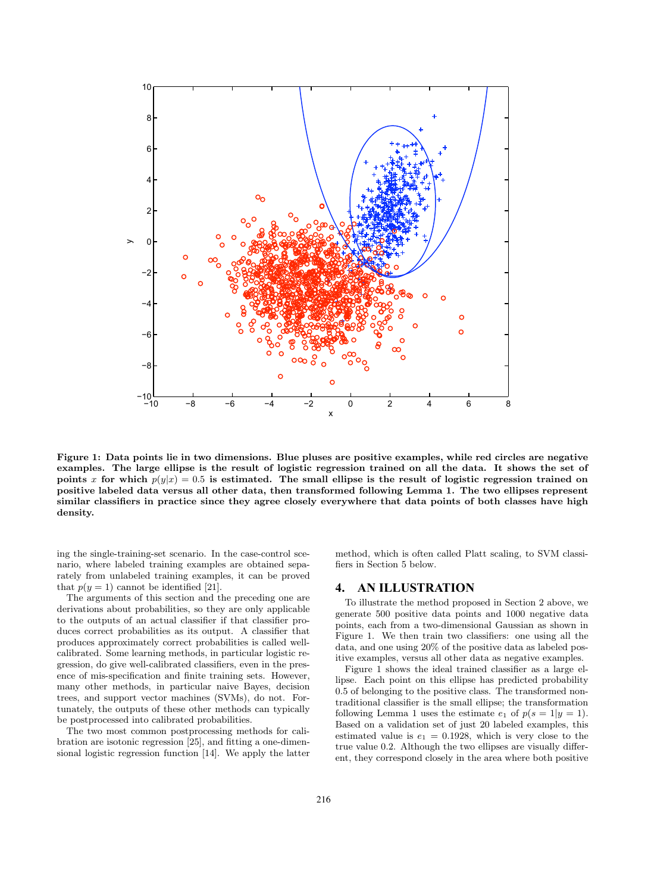**Figure 1: Data points lie in two dimensions. Blue pluses are positive examples, while red circles are negative examples. The large ellipse is the result of logistic regression trained on all the data. It shows the set of points $x$ for which $p(y|x) = 0.5$ is estimated. The small ellipse is the result of logistic regression trained on positive labeled data versus all other data, then transformed following Lemma 1. The two ellipses represent similar classifiers in practice since they agree closely everywhere that data points of both classes have high density.**

ing the single-training-set scenario. In the case-control scenario, where labeled training examples are obtained separately from unlabeled training examples, it can be proved that $p(y = 1)$ cannot be identified [21].

The arguments of this section and the preceding one are derivations about probabilities, so they are only applicable to the outputs of an actual classifier if that classifier produces correct probabilities as its output. A classifier that produces approximately correct probabilities is called well-calibrated. Some learning methods, in particular logistic regression, do give well-calibrated classifiers, even in the presence of mis-specification and finite training sets. However, many other methods, in particular naive Bayes, decision trees, and support vector machines (SVMs), do not. Fortunately, the outputs of these other methods can typically be postprocessed into calibrated probabilities.

The two most common postprocessing methods for calibration are isotonic regression [25], and fitting a one-dimensional logistic regression function [14]. We apply the latter method, which is often called Platt scaling, to SVM classifiers in Section 5 below.

## 4. AN ILLUSTRATION

To illustrate the method proposed in Section 2 above, we generate 500 positive data points and 1000 negative data points, each from a two-dimensional Gaussian as shown in Figure 1. We then train two classifiers: one using all the data, and one using 20% of the positive data as labeled positive examples, versus all other data as negative examples.

Figure 1 shows the ideal trained classifier as a large ellipse. Each point on this ellipse has predicted probability 0.5 of belonging to the positive class. The transformed nontraditional classifier is the small ellipse; the transformation following Lemma 1 uses the estimate $e_1$ of $p(s = 1|y = 1)$. Based on a validation set of just 20 labeled examples, this estimated value is $e_1 = 0.1928$, which is very close to the true value 0.2. Although the two ellipses are visually different, they correspond closely in the area where both positive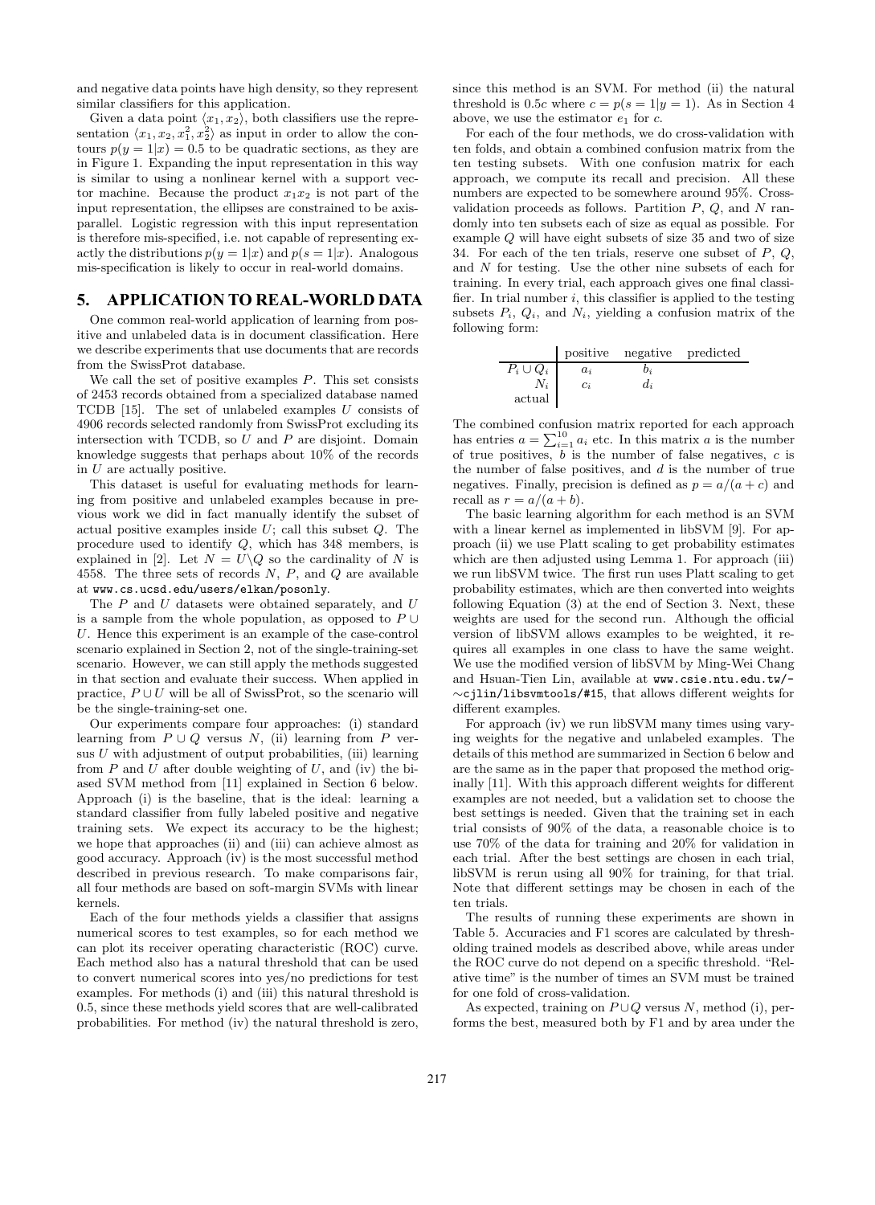and negative data points have high density, so they represent similar classifiers for this application.

Given a data point $\langle x_1, x_2 \rangle$, both classifiers use the representation $\langle x_1, x_2, x_1^2, x_2^2 \rangle$ as input in order to allow the contours $p(y = 1|x) = 0.5$ to be quadratic sections, as they are in Figure 1. Expanding the input representation in this way is similar to using a nonlinear kernel with a support vector machine. Because the product $x_1 x_2$ is not part of the input representation, the ellipses are constrained to be axis-parallel. Logistic regression with this input representation is therefore mis-specified, i.e. not capable of representing exactly the distributions $p(y = 1|x)$ and $p(s = 1|x)$. Analogous mis-specification is likely to occur in real-world domains.

## 5. APPLICATION TO REAL-WORLD DATA

One common real-world application of learning from positive and unlabeled data is in document classification. Here we describe experiments that use documents that are records from the SwissProt database.

We call the set of positive examples $P$. This set consists of 2453 records obtained from a specialized database named TCDB [15]. The set of unlabeled examples $U$ consists of 4906 records selected randomly from SwissProt excluding its intersection with TCDB, so $U$ and $P$ are disjoint. Domain knowledge suggests that perhaps about 10% of the records in $U$ are actually positive.

This dataset is useful for evaluating methods for learning from positive and unlabeled examples because in previous work we did in fact manually identify the subset of actual positive examples inside $U$; call this subset $Q$. The procedure used to identify $Q$, which has 348 members, is explained in [2]. Let $N = U \setminus Q$ so the cardinality of $N$ is 4558. The three sets of records $N$, $P$, and $Q$ are available at www.cs.ucsd.edu/users/elkan/posonly.

The $P$ and $U$ datasets were obtained separately, and $U$ is a sample from the whole population, as opposed to $P \cup U$. Hence this experiment is an example of the case-control scenario explained in Section 2, not of the single-training-set scenario. However, we can still apply the methods suggested in that section and evaluate their success. When applied in practice, $P \cup U$ will be all of SwissProt, so the scenario will be the single-training-set one.

Our experiments compare four approaches: (i) standard learning from $P \cup Q$ versus $N$, (ii) learning from $P$ versus $U$ with adjustment of output probabilities, (iii) learning from $P$ and $U$ after double weighting of $U$, and (iv) the biased SVM method from [11] explained in Section 6 below. Approach (i) is the baseline, that is the ideal: learning a standard classifier from fully labeled positive and negative training sets. We expect its accuracy to be the highest; we hope that approaches (ii) and (iii) can achieve almost as good accuracy. Approach (iv) is the most successful method described in previous research. To make comparisons fair, all four methods are based on soft-margin SVMs with linear kernels.

Each of the four methods yields a classifier that assigns numerical scores to test examples, so for each method we can plot its receiver operating characteristic (ROC) curve. Each method also has a natural threshold that can be used to convert numerical scores into yes/no predictions for test examples. For methods (i) and (iii) this natural threshold is 0.5, since these methods yield scores that are well-calibrated probabilities. For method (iv) the natural threshold is zero, since this method is an SVM. For method (ii) the natural threshold is $0.5c$ where $c = p(s = 1|y = 1)$. As in Section 4 above, we use the estimator $e_1$ for $c$.

For each of the four methods, we do cross-validation with ten folds, and obtain a combined confusion matrix from the ten testing subsets. With one confusion matrix for each approach, we compute its recall and precision. All these numbers are expected to be somewhere around 95%. Cross-validation proceeds as follows. Partition $P$, $Q$, and $N$ randomly into ten subsets each of size as equal as possible. For example $Q$ will have eight subsets of size 35 and two of size 34. For each of the ten trials, reserve one subset of $P$, $Q$, and $N$ for testing. Use the other nine subsets of each for training. In every trial, each approach gives one final classifier. In trial number $i$, this classifier is applied to the testing subsets $P_i$, $Q_i$, and $N_i$, yielding a confusion matrix of the following form:

| | positive | negative | predicted |
|---|---|---|---|
| $P_i \cup Q_i$ | $a_i$ | $b_i$ | |
| $N_i$ | $c_i$ | $d_i$ | |
| actual | | | |

The combined confusion matrix reported for each approach has entries $a = \sum_{i=1}^{10} a_i$ etc. In this matrix $a$ is the number of true positives, $b$ is the number of false negatives, $c$ is the number of false positives, and $d$ is the number of true negatives. Finally, precision is defined as $p = a/(a + c)$ and recall as $r = a/(a + b)$.

The basic learning algorithm for each method is an SVM with a linear kernel as implemented in libSVM [9]. For approach (ii) we use Platt scaling to get probability estimates which are then adjusted using Lemma 1. For approach (iii) we run libSVM twice. The first run uses Platt scaling to get probability estimates, which are then converted into weights following Equation (3) at the end of Section 3. Next, these weights are used for the second run. Although the official version of libSVM allows examples to be weighted, it requires all examples in one class to have the same weight. We use the modified version of libSVM by Ming-Wei Chang and Hsuan-Tien Lin, available at www.csie.ntu.edu.tw/~cjlin/libsvmtools/#15, that allows different weights for different examples.

For approach (iv) we run libSVM many times using varying weights for the negative and unlabeled examples. The details of this method are summarized in Section 6 below and are the same as in the paper that proposed the method originally [11]. With this approach different weights for different examples are not needed, but a validation set to choose the best settings is needed. Given that the training set in each trial consists of 90% of the data, a reasonable choice is to use 70% of the data for training and 20% for validation in each trial. After the best settings are chosen in each trial, libSVM is rerun using all 90% for training, for that trial. Note that different settings may be chosen in each of the ten trials.

The results of running these experiments are shown in Table 5. Accuracies and F1 scores are calculated by thresholding trained models as described above, while areas under the ROC curve do not depend on a specific threshold. "Relative time" is the number of times an SVM must be trained for one fold of cross-validation.

As expected, training on $P \cup Q$ versus $N$, method (i), performs the best, measured both by F1 and by area under the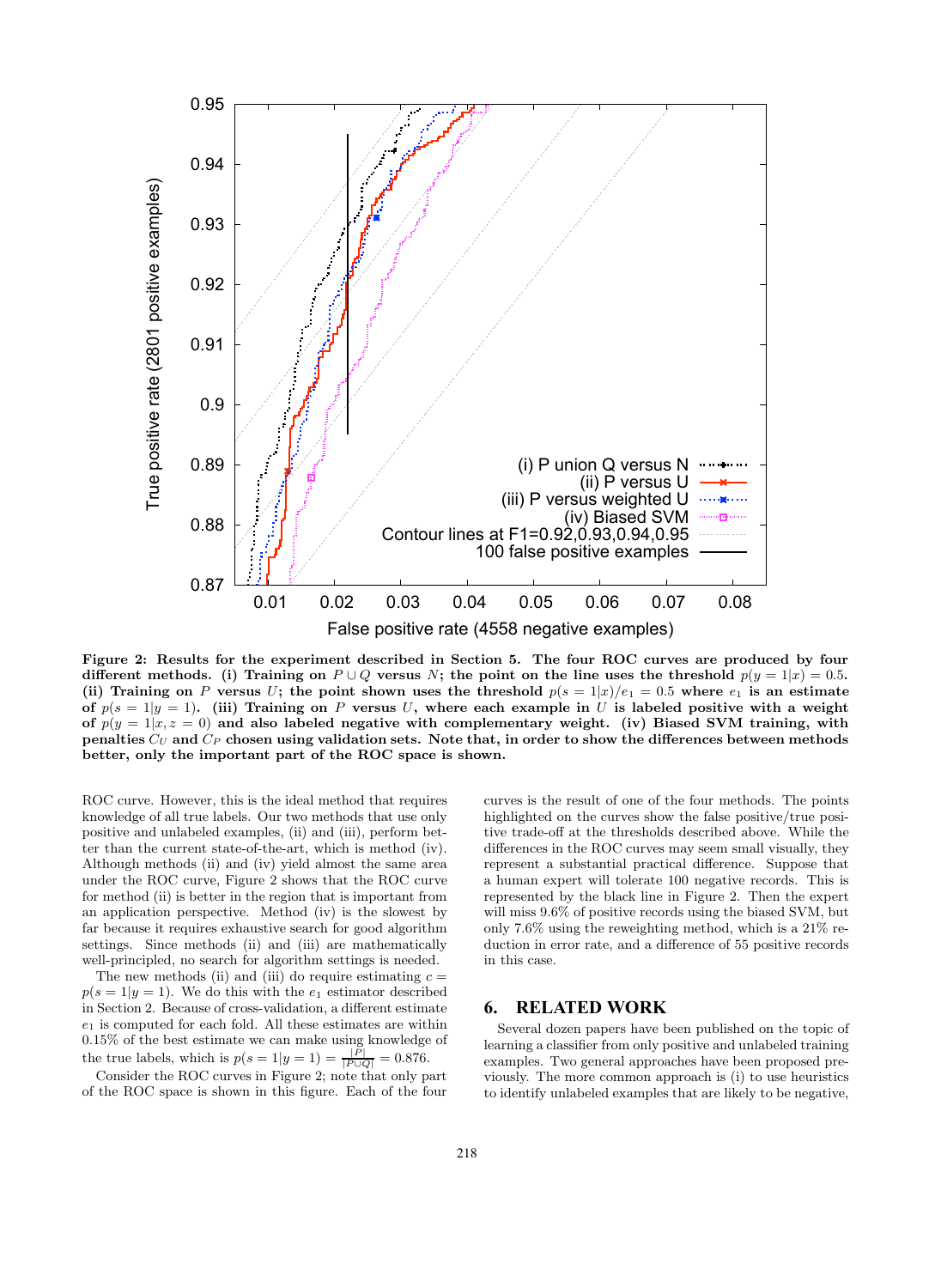**Figure 2: Results for the experiment described in Section 5. The four ROC curves are produced by four different methods. (i) Training on $P \cup Q$ versus $N$; the point on the line uses the threshold $p(y = 1|x) = 0.5$. (ii) Training on $P$ versus $U$; the point shown uses the threshold $p(s = 1|x)/e_1 = 0.5$ where $e_1$ is an estimate of $p(s = 1|y = 1)$. (iii) Training on $P$ versus $U$, where each example in $U$ is labeled positive with a weight of $p(y = 1|x, z = 0)$ and also labeled negative with complementary weight. (iv) Biased SVM training, with penalties $C_U$ and $C_P$ chosen using validation sets. Note that, in order to show the differences between methods better, only the important part of the ROC space is shown.**

ROC curve. However, this is the ideal method that requires knowledge of all true labels. Our two methods that use only positive and unlabeled examples, (ii) and (iii), perform better than the current state-of-the-art, which is method (iv). Although methods (ii) and (iv) yield almost the same area under the ROC curve, Figure 2 shows that the ROC curve for method (ii) is better in the region that is important from an application perspective. Method (iv) is the slowest by far because it requires exhaustive search for good algorithm settings. Since methods (ii) and (iii) are mathematically well-principled, no search for algorithm settings is needed.

The new methods (ii) and (iii) do require estimating $c = p(s = 1|y = 1)$. We do this with the $e_1$ estimator described in Section 2. Because of cross-validation, a different estimate $e_1$ is computed for each fold. All these estimates are within 0.15% of the best estimate we can make using knowledge of the true labels, which is $p(s = 1|y = 1) = \frac{|P|}{|P \cup Q|} = 0.876$.

Consider the ROC curves in Figure 2; note that only part of the ROC space is shown in this figure. Each of the four curves is the result of one of the four methods. The points highlighted on the curves show the false positive/true positive trade-off at the thresholds described above. While the differences in the ROC curves may seem small visually, they represent a substantial practical difference. Suppose that a human expert will tolerate 100 negative records. This is represented by the black line in Figure 2. Then the expert will miss 9.6% of positive records using the biased SVM, but only 7.6% using the reweighting method, which is a 21% reduction in error rate, and a difference of 55 positive records in this case.

## 6. RELATED WORK

Several dozen papers have been published on the topic of learning a classifier from only positive and unlabeled training examples. Two general approaches have been proposed previously. The more common approach is (i) to use heuristics to identify unlabeled examples that are likely to be negative,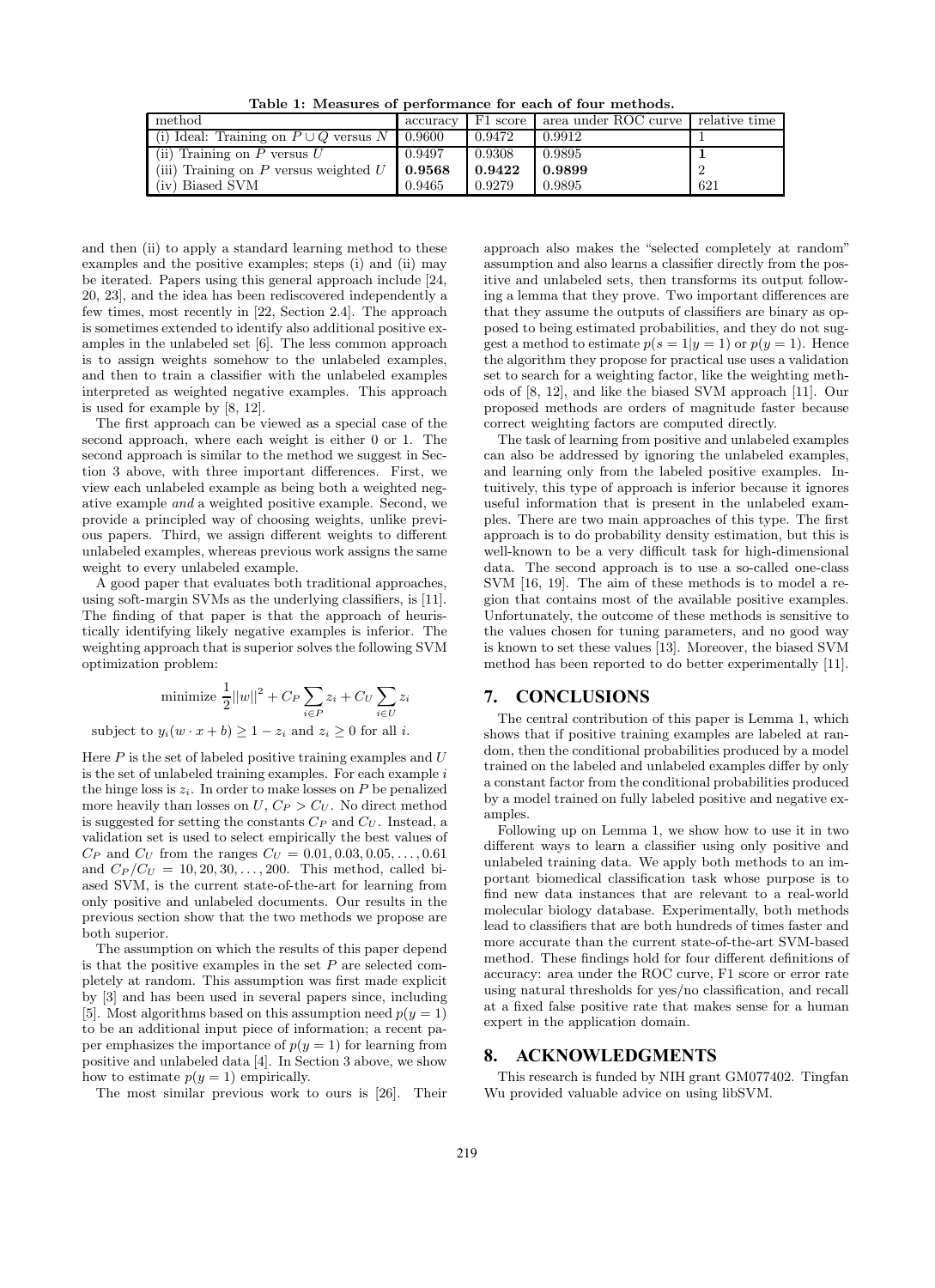Table 1: Measures of performance for each of four methods.

| method | accuracy | F1 score | area under ROC curve | relative time |
|---|---|---|---|---|
| (i) Ideal: Training on $P \cup Q$ versus $N$ | 0.9600 | 0.9472 | 0.9912 | 1 |
| (ii) Training on $P$ versus $U$ | 0.9497 | 0.9308 | 0.9895 | **1** |
| (iii) Training on $P$ versus weighted $U$ | **0.9568** | **0.9422** | **0.9899** | 2 |
| (iv) Biased SVM | 0.9465 | 0.9279 | 0.9895 | 621 |

and then (ii) to apply a standard learning method to these examples and the positive examples; steps (i) and (ii) may be iterated. Papers using this general approach include [24, 20, 23], and the idea has been rediscovered independently a few times, most recently in [22, Section 2.4]. The approach is sometimes extended to identify also additional positive examples in the unlabeled set [6]. The less common approach is to assign weights somehow to the unlabeled examples, and then to train a classifier with the unlabeled examples interpreted as weighted negative examples. This approach is used for example by [8, 12].

The first approach can be viewed as a special case of the second approach, where each weight is either 0 or 1. The second approach is similar to the method we suggest in Section 3 above, with three important differences. First, we view each unlabeled example as being both a weighted negative example *and* a weighted positive example. Second, we provide a principled way of choosing weights, unlike previous papers. Third, we assign different weights to different unlabeled examples, whereas previous work assigns the same weight to every unlabeled example.

A good paper that evaluates both traditional approaches, using soft-margin SVMs as the underlying classifiers, is [11]. The finding of that paper is that the approach of heuristically identifying likely negative examples is inferior. The weighting approach that is superior solves the following SVM optimization problem:

$$\text{minimize } \frac{1}{2}||w||^2 + C_P \sum_{i \in P} z_i + C_U \sum_{i \in U} z_i$$

subject to $y_i(w \cdot x + b) \geq 1 - z_i$ and $z_i \geq 0$ for all $i$.

Here $P$ is the set of labeled positive training examples and $U$ is the set of unlabeled training examples. For each example $i$ the hinge loss is $z_i$. In order to make losses on $P$ be penalized more heavily than losses on $U$, $C_P > C_U$. No direct method is suggested for setting the constants $C_P$ and $C_U$. Instead, a validation set is used to select empirically the best values of $C_P$ and $C_U$ from the ranges $C_U = 0.01, 0.03, 0.05, \ldots, 0.61$ and $C_P/C_U = 10, 20, 30, \ldots, 200$. This method, called biased SVM, is the current state-of-the-art for learning from only positive and unlabeled documents. Our results in the previous section show that the two methods we propose are both superior.

The assumption on which the results of this paper depend is that the positive examples in the set $P$ are selected completely at random. This assumption was first made explicit by [3] and has been used in several papers since, including [5]. Most algorithms based on this assumption need $p(y = 1)$ to be an additional input piece of information; a recent paper emphasizes the importance of $p(y = 1)$ for learning from positive and unlabeled data [4]. In Section 3 above, we show how to estimate $p(y = 1)$ empirically.

The most similar previous work to ours is [26]. Their approach also makes the "selected completely at random" assumption and also learns a classifier directly from the positive and unlabeled sets, then transforms its output following a lemma that they prove. Two important differences are that they assume the outputs of classifiers are binary as opposed to being estimated probabilities, and they do not suggest a method to estimate $p(s = 1|y = 1)$ or $p(y = 1)$. Hence the algorithm they propose for practical use uses a validation set to search for a weighting factor, like the weighting methods of [8, 12], and like the biased SVM approach [11]. Our proposed methods are orders of magnitude faster because correct weighting factors are computed directly.

The task of learning from positive and unlabeled examples can also be addressed by ignoring the unlabeled examples, and learning only from the labeled positive examples. Intuitively, this type of approach is inferior because it ignores useful information that is present in the unlabeled examples. There are two main approaches of this type. The first approach is to do probability density estimation, but this is well-known to be a very difficult task for high-dimensional data. The second approach is to use a so-called one-class SVM [16, 19]. The aim of these methods is to model a region that contains most of the available positive examples. Unfortunately, the outcome of these methods is sensitive to the values chosen for tuning parameters, and no good way is known to set these values [13]. Moreover, the biased SVM method has been reported to do better experimentally [11].

## 7. CONCLUSIONS

The central contribution of this paper is Lemma 1, which shows that if positive training examples are labeled at random, then the conditional probabilities produced by a model trained on the labeled and unlabeled examples differ by only a constant factor from the conditional probabilities produced by a model trained on fully labeled positive and negative examples.

Following up on Lemma 1, we show how to use it in two different ways to learn a classifier using only positive and unlabeled training data. We apply both methods to an important biomedical classification task whose purpose is to find new data instances that are relevant to a real-world molecular biology database. Experimentally, both methods lead to classifiers that are both hundreds of times faster and more accurate than the current state-of-the-art SVM-based method. These findings hold for four different definitions of accuracy: area under the ROC curve, F1 score or error rate using natural thresholds for yes/no classification, and recall at a fixed false positive rate that makes sense for a human expert in the application domain.

## 8. ACKNOWLEDGMENTS

This research is funded by NIH grant GM077402. Tingfan Wu provided valuable advice on using libSVM.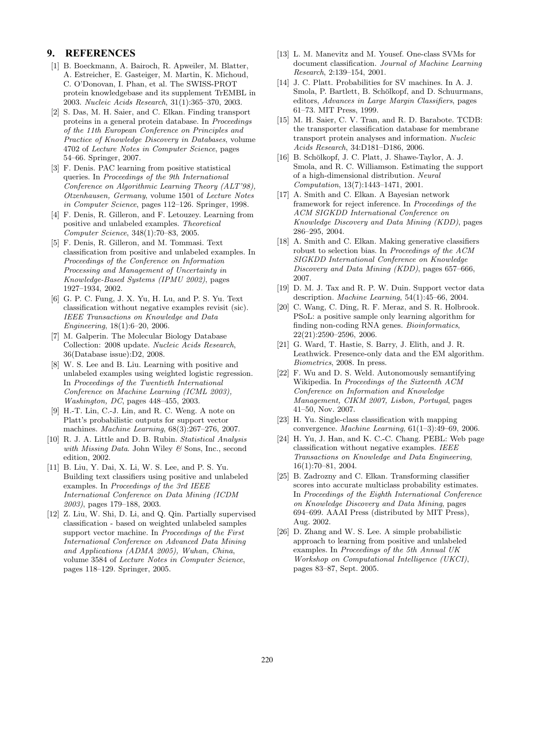## 9. REFERENCES

[1] B. Boeckmann, A. Bairoch, R. Apweiler, M. Blatter, A. Estreicher, E. Gasteiger, M. Martin, K. Michoud, C. O'Donovan, I. Phan, et al. The SWISS-PROT protein knowledgebase and its supplement TrEMBL in 2003. *Nucleic Acids Research*, 31(1):365–370, 2003.

[2] S. Das, M. H. Saier, and C. Elkan. Finding transport proteins in a general protein database. In *Proceedings of the 11th European Conference on Principles and Practice of Knowledge Discovery in Databases*, volume 4702 of *Lecture Notes in Computer Science*, pages 54–66. Springer, 2007.

[3] F. Denis. PAC learning from positive statistical queries. In *Proceedings of the 9th International Conference on Algorithmic Learning Theory (ALT'98), Otzenhausen, Germany*, volume 1501 of *Lecture Notes in Computer Science*, pages 112–126. Springer, 1998.

[4] F. Denis, R. Gilleron, and F. Letouzey. Learning from positive and unlabeled examples. *Theoretical Computer Science*, 348(1):70–83, 2005.

[5] F. Denis, R. Gilleron, and M. Tommasi. Text classification from positive and unlabeled examples. In *Proceedings of the Conference on Information Processing and Management of Uncertainty in Knowledge-Based Systems (IPMU 2002)*, pages 1927–1934, 2002.

[6] G. P. C. Fung, J. X. Yu, H. Lu, and P. S. Yu. Text classification without negative examples revisit (sic). *IEEE Transactions on Knowledge and Data Engineering*, 18(1):6–20, 2006.

[7] M. Galperin. The Molecular Biology Database Collection: 2008 update. *Nucleic Acids Research*, 36(Database issue):D2, 2008.

[8] W. S. Lee and B. Liu. Learning with positive and unlabeled examples using weighted logistic regression. In *Proceedings of the Twentieth International Conference on Machine Learning (ICML 2003), Washington, DC*, pages 448–455, 2003.

[9] H.-T. Lin, C.-J. Lin, and R. C. Weng. A note on Platt's probabilistic outputs for support vector machines. *Machine Learning*, 68(3):267–276, 2007.

[10] R. J. A. Little and D. B. Rubin. *Statistical Analysis with Missing Data*. John Wiley & Sons, Inc., second edition, 2002.

[11] B. Liu, Y. Dai, X. Li, W. S. Lee, and P. S. Yu. Building text classifiers using positive and unlabeled examples. In *Proceedings of the 3rd IEEE International Conference on Data Mining (ICDM 2003)*, pages 179–188, 2003.

[12] Z. Liu, W. Shi, D. Li, and Q. Qin. Partially supervised classification - based on weighted unlabeled samples support vector machine. In *Proceedings of the First International Conference on Advanced Data Mining and Applications (ADMA 2005), Wuhan, China*, volume 3584 of *Lecture Notes in Computer Science*, pages 118–129. Springer, 2005.

[13] L. M. Manevitz and M. Yousef. One-class SVMs for document classification. *Journal of Machine Learning Research*, 2:139–154, 2001.

[14] J. C. Platt. Probabilities for SV machines. In A. J. Smola, P. Bartlett, B. Schölkopf, and D. Schuurmans, editors, *Advances in Large Margin Classifiers*, pages 61–73. MIT Press, 1999.

[15] M. H. Saier, C. V. Tran, and R. D. Barabote. TCDB: the transporter classification database for membrane transport protein analyses and information. *Nucleic Acids Research*, 34:D181–D186, 2006.

[16] B. Schölkopf, J. C. Platt, J. Shawe-Taylor, A. J. Smola, and R. C. Williamson. Estimating the support of a high-dimensional distribution. *Neural Computation*, 13(7):1443–1471, 2001.

[17] A. Smith and C. Elkan. A Bayesian network framework for reject inference. In *Proceedings of the ACM SIGKDD International Conference on Knowledge Discovery and Data Mining (KDD)*, pages 286–295, 2004.

[18] A. Smith and C. Elkan. Making generative classifiers robust to selection bias. In *Proceedings of the ACM SIGKDD International Conference on Knowledge Discovery and Data Mining (KDD)*, pages 657–666, 2007.

[19] D. M. J. Tax and R. P. W. Duin. Support vector data description. *Machine Learning*, 54(1):45–66, 2004.

[20] C. Wang, C. Ding, R. F. Meraz, and S. R. Holbrook. PSoL: a positive sample only learning algorithm for finding non-coding RNA genes. *Bioinformatics*, 22(21):2590–2596, 2006.

[21] G. Ward, T. Hastie, S. Barry, J. Elith, and J. R. Leathwick. Presence-only data and the EM algorithm. *Biometrics*, 2008. In press.

[22] F. Wu and D. S. Weld. Autonomously semantifying Wikipedia. In *Proceedings of the Sixteenth ACM Conference on Information and Knowledge Management, CIKM 2007, Lisbon, Portugal*, pages 41–50, Nov. 2007.

[23] H. Yu. Single-class classification with mapping convergence. *Machine Learning*, 61(1–3):49–69, 2006.

[24] H. Yu, J. Han, and K. C.-C. Chang. PEBL: Web page classification without negative examples. *IEEE Transactions on Knowledge and Data Engineering*, 16(1):70–81, 2004.

[25] B. Zadrozny and C. Elkan. Transforming classifier scores into accurate multiclass probability estimates. In *Proceedings of the Eighth International Conference on Knowledge Discovery and Data Mining*, pages 694–699. AAAI Press (distributed by MIT Press), Aug. 2002.

[26] D. Zhang and W. S. Lee. A simple probabilistic approach to learning from positive and unlabeled examples. In *Proceedings of the 5th Annual UK Workshop on Computational Intelligence (UKCI)*, pages 83–87, Sept. 2005.